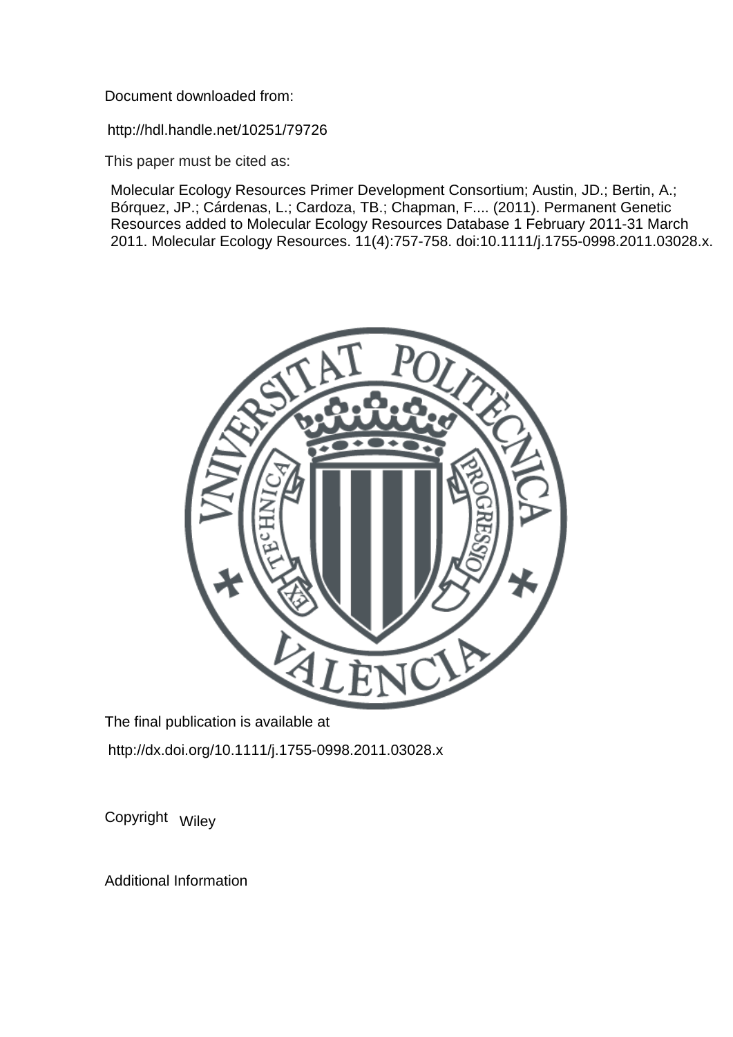Document downloaded from:

http://hdl.handle.net/10251/79726

This paper must be cited as:

Molecular Ecology Resources Primer Development Consortium; Austin, JD.; Bertin, A.; Bórquez, JP.; Cárdenas, L.; Cardoza, TB.; Chapman, F.... (2011). Permanent Genetic Resources added to Molecular Ecology Resources Database 1 February 2011-31 March 2011. Molecular Ecology Resources. 11(4):757-758. doi:10.1111/j.1755-0998.2011.03028.x.

The final publication is available at

http://dx.doi.org/10.1111/j.1755-0998.2011.03028.x

Copyright Wiley

Additional Information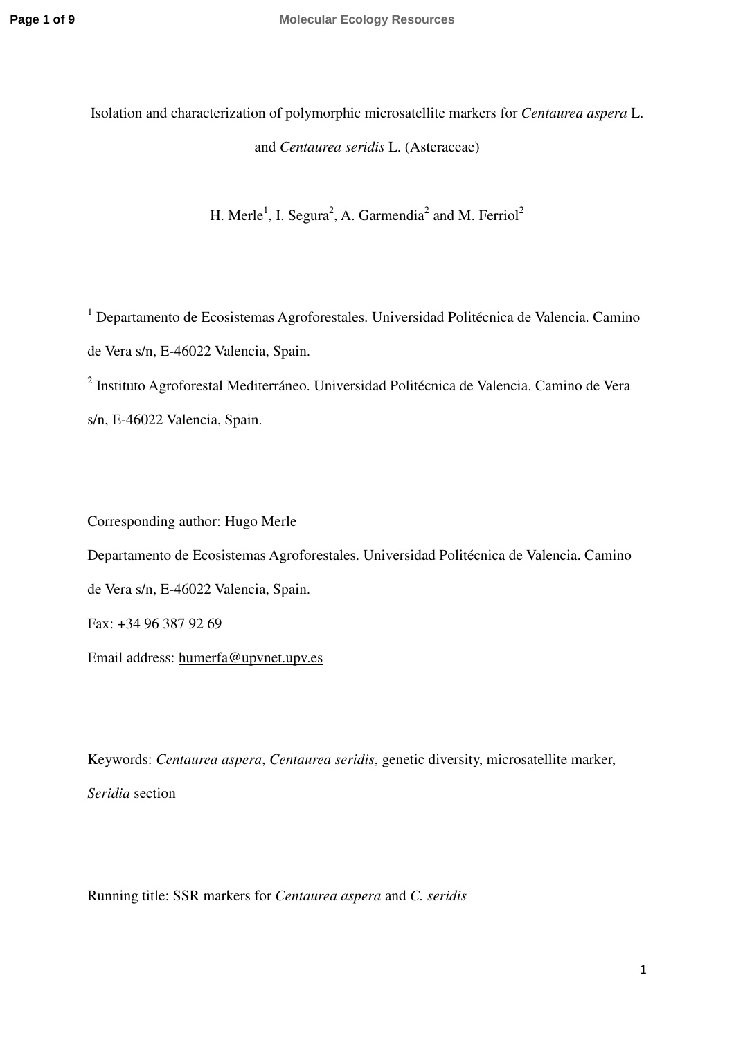Isolation and characterization of polymorphic microsatellite markers for *Centaurea aspera* L. and *Centaurea seridis* L. (Asteraceae)

H. Merle[1], I. Segura[2], A. Garmendia[2] and M. Ferriol[2]

[1] Departamento de Ecosistemas Agroforestales. Universidad Politécnica de Valencia. Camino de Vera s/n, E-46022 Valencia, Spain.

[2] Instituto Agroforestal Mediterráneo. Universidad Politécnica de Valencia. Camino de Vera s/n, E-46022 Valencia, Spain.

Corresponding author: Hugo Merle

Departamento de Ecosistemas Agroforestales. Universidad Politécnica de Valencia. Camino de Vera s/n, E-46022 Valencia, Spain.

Fax: +34 96 387 92 69

Email address: humerfa@upvnet.upv.es

Keywords: *Centaurea aspera*, *Centaurea seridis*, genetic diversity, microsatellite marker, *Seridia* section

Running title: SSR markers for *Centaurea aspera* and *C. seridis*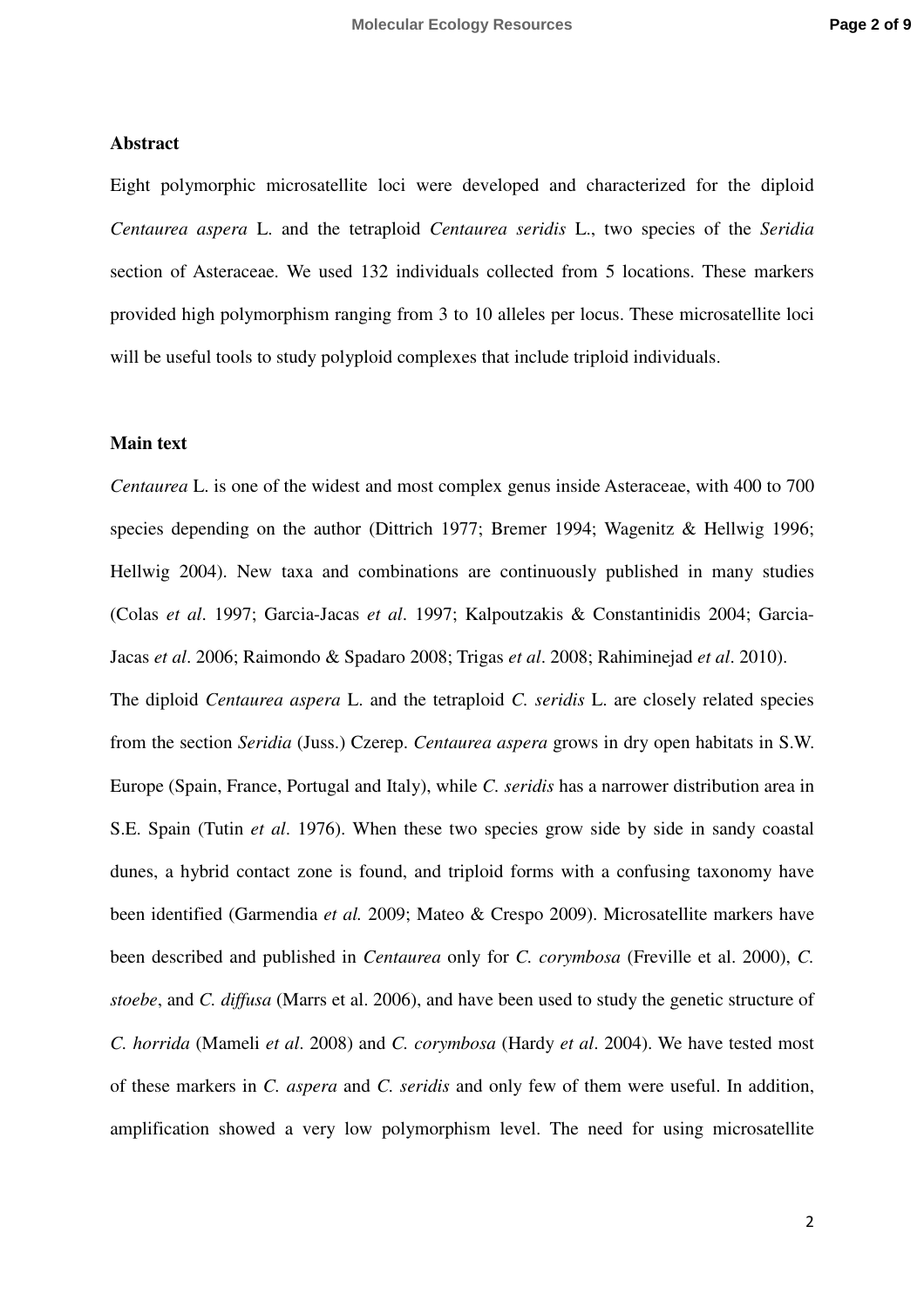**Abstract**

Eight polymorphic microsatellite loci were developed and characterized for the diploid *Centaurea aspera* L. and the tetraploid *Centaurea seridis* L., two species of the *Seridia* section of Asteraceae. We used 132 individuals collected from 5 locations. These markers provided high polymorphism ranging from 3 to 10 alleles per locus. These microsatellite loci will be useful tools to study polyploid complexes that include triploid individuals.

**Main text**

*Centaurea* L. is one of the widest and most complex genus inside Asteraceae, with 400 to 700 species depending on the author (Dittrich 1977; Bremer 1994; Wagenitz & Hellwig 1996; Hellwig 2004). New taxa and combinations are continuously published in many studies (Colas *et al*. 1997; Garcia-Jacas *et al*. 1997; Kalpoutzakis & Constantinidis 2004; Garcia-Jacas *et al*. 2006; Raimondo & Spadaro 2008; Trigas *et al*. 2008; Rahiminejad *et al*. 2010).

The diploid *Centaurea aspera* L. and the tetraploid *C. seridis* L. are closely related species from the section *Seridia* (Juss.) Czerep. *Centaurea aspera* grows in dry open habitats in S.W. Europe (Spain, France, Portugal and Italy), while *C. seridis* has a narrower distribution area in S.E. Spain (Tutin *et al*. 1976). When these two species grow side by side in sandy coastal dunes, a hybrid contact zone is found, and triploid forms with a confusing taxonomy have been identified (Garmendia *et al.* 2009; Mateo & Crespo 2009). Microsatellite markers have been described and published in *Centaurea* only for *C. corymbosa* (Freville et al. 2000), *C. stoebe*, and *C. diffusa* (Marrs et al. 2006), and have been used to study the genetic structure of *C. horrida* (Mameli *et al*. 2008) and *C. corymbosa* (Hardy *et al*. 2004). We have tested most of these markers in *C. aspera* and *C. seridis* and only few of them were useful. In addition, amplification showed a very low polymorphism level. The need for using microsatellite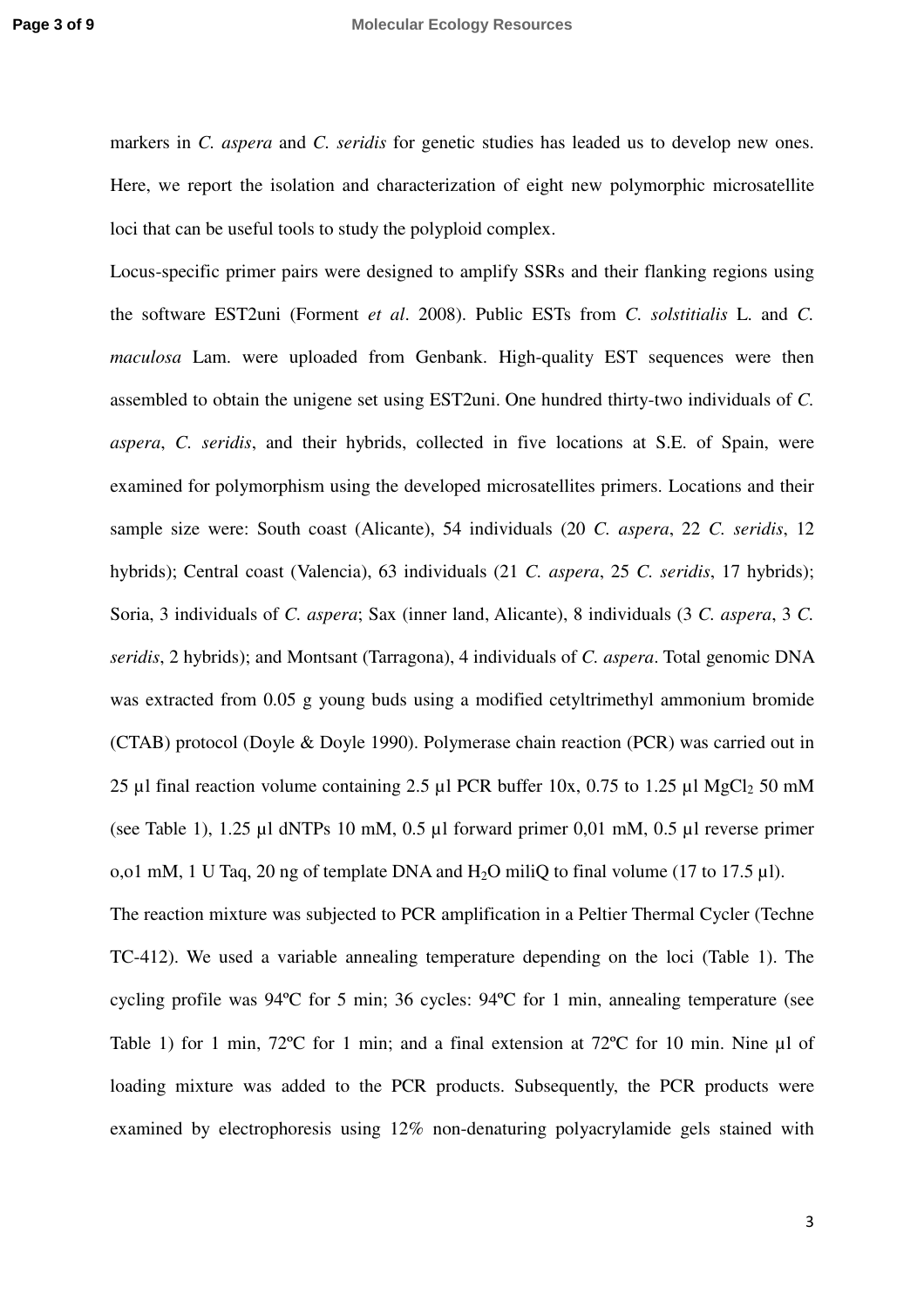markers in *C. aspera* and *C. seridis* for genetic studies has leaded us to develop new ones. Here, we report the isolation and characterization of eight new polymorphic microsatellite loci that can be useful tools to study the polyploid complex.

Locus-specific primer pairs were designed to amplify SSRs and their flanking regions using the software EST2uni (Forment *et al*. 2008). Public ESTs from *C. solstitialis* L. and *C. maculosa* Lam. were uploaded from Genbank. High-quality EST sequences were then assembled to obtain the unigene set using EST2uni. One hundred thirty-two individuals of *C. aspera*, *C. seridis*, and their hybrids, collected in five locations at S.E. of Spain, were examined for polymorphism using the developed microsatellites primers. Locations and their sample size were: South coast (Alicante), 54 individuals (20 *C. aspera*, 22 *C. seridis*, 12 hybrids); Central coast (Valencia), 63 individuals (21 *C. aspera*, 25 *C. seridis*, 17 hybrids); Soria, 3 individuals of *C. aspera*; Sax (inner land, Alicante), 8 individuals (3 *C. aspera*, 3 *C. seridis*, 2 hybrids); and Montsant (Tarragona), 4 individuals of *C. aspera*. Total genomic DNA was extracted from 0.05 g young buds using a modified cetyltrimethyl ammonium bromide (CTAB) protocol (Doyle & Doyle 1990). Polymerase chain reaction (PCR) was carried out in 25 µl final reaction volume containing 2.5 µl PCR buffer 10x, 0.75 to 1.25 µl $MgCl_2$ 50 mM (see Table 1), 1.25 µl dNTPs 10 mM, 0.5 µl forward primer 0,01 mM, 0.5 µl reverse primer o,o1 mM, 1 U Taq, 20 ng of template DNA and $H_2O$ miliQ to final volume (17 to 17.5 µl).

The reaction mixture was subjected to PCR amplification in a Peltier Thermal Cycler (Techne TC-412). We used a variable annealing temperature depending on the loci (Table 1). The cycling profile was 94ºC for 5 min; 36 cycles: 94ºC for 1 min, annealing temperature (see Table 1) for 1 min, 72ºC for 1 min; and a final extension at 72ºC for 10 min. Nine µl of loading mixture was added to the PCR products. Subsequently, the PCR products were examined by electrophoresis using 12% non-denaturing polyacrylamide gels stained with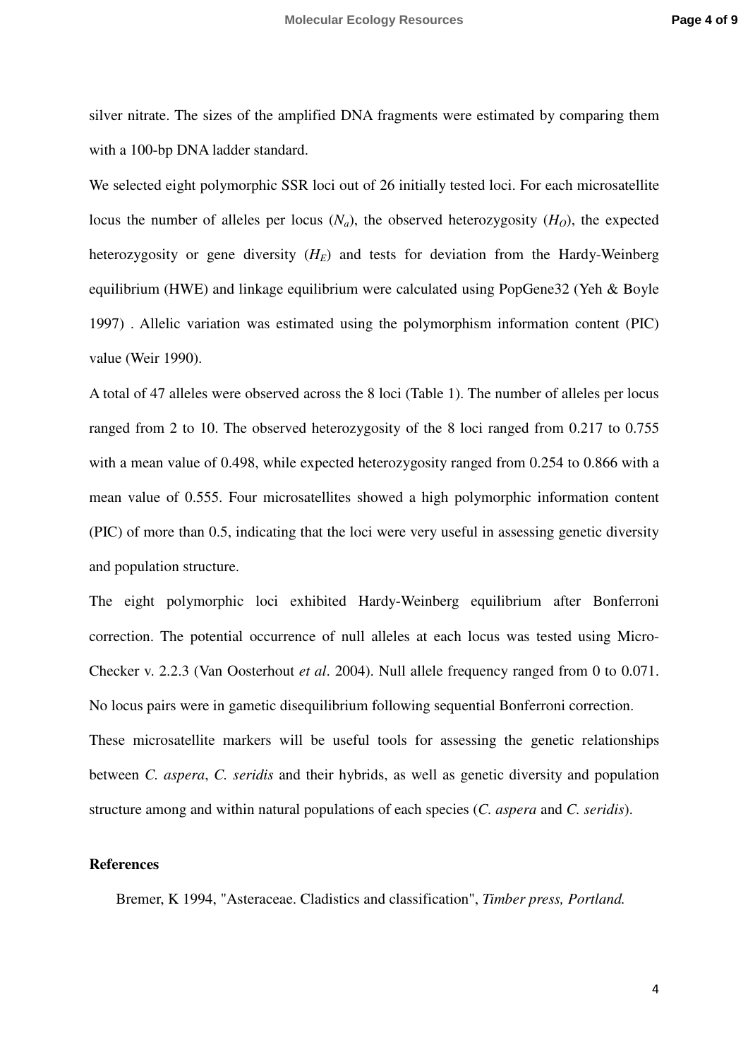silver nitrate. The sizes of the amplified DNA fragments were estimated by comparing them with a 100-bp DNA ladder standard.

We selected eight polymorphic SSR loci out of 26 initially tested loci. For each microsatellite locus the number of alleles per locus ($N_a$), the observed heterozygosity ($H_O$), the expected heterozygosity or gene diversity ($H_E$) and tests for deviation from the Hardy-Weinberg equilibrium (HWE) and linkage equilibrium were calculated using PopGene32 (Yeh & Boyle 1997) . Allelic variation was estimated using the polymorphism information content (PIC) value (Weir 1990).

A total of 47 alleles were observed across the 8 loci (Table 1). The number of alleles per locus ranged from 2 to 10. The observed heterozygosity of the 8 loci ranged from 0.217 to 0.755 with a mean value of 0.498, while expected heterozygosity ranged from 0.254 to 0.866 with a mean value of 0.555. Four microsatellites showed a high polymorphic information content (PIC) of more than 0.5, indicating that the loci were very useful in assessing genetic diversity and population structure.

The eight polymorphic loci exhibited Hardy-Weinberg equilibrium after Bonferroni correction. The potential occurrence of null alleles at each locus was tested using Micro-Checker v. 2.2.3 (Van Oosterhout *et al*. 2004). Null allele frequency ranged from 0 to 0.071. No locus pairs were in gametic disequilibrium following sequential Bonferroni correction.

These microsatellite markers will be useful tools for assessing the genetic relationships between *C. aspera*, *C. seridis* and their hybrids, as well as genetic diversity and population structure among and within natural populations of each species (*C. aspera* and *C. seridis*).

**References**

Bremer, K 1994, "Asteraceae. Cladistics and classification", *Timber press, Portland.*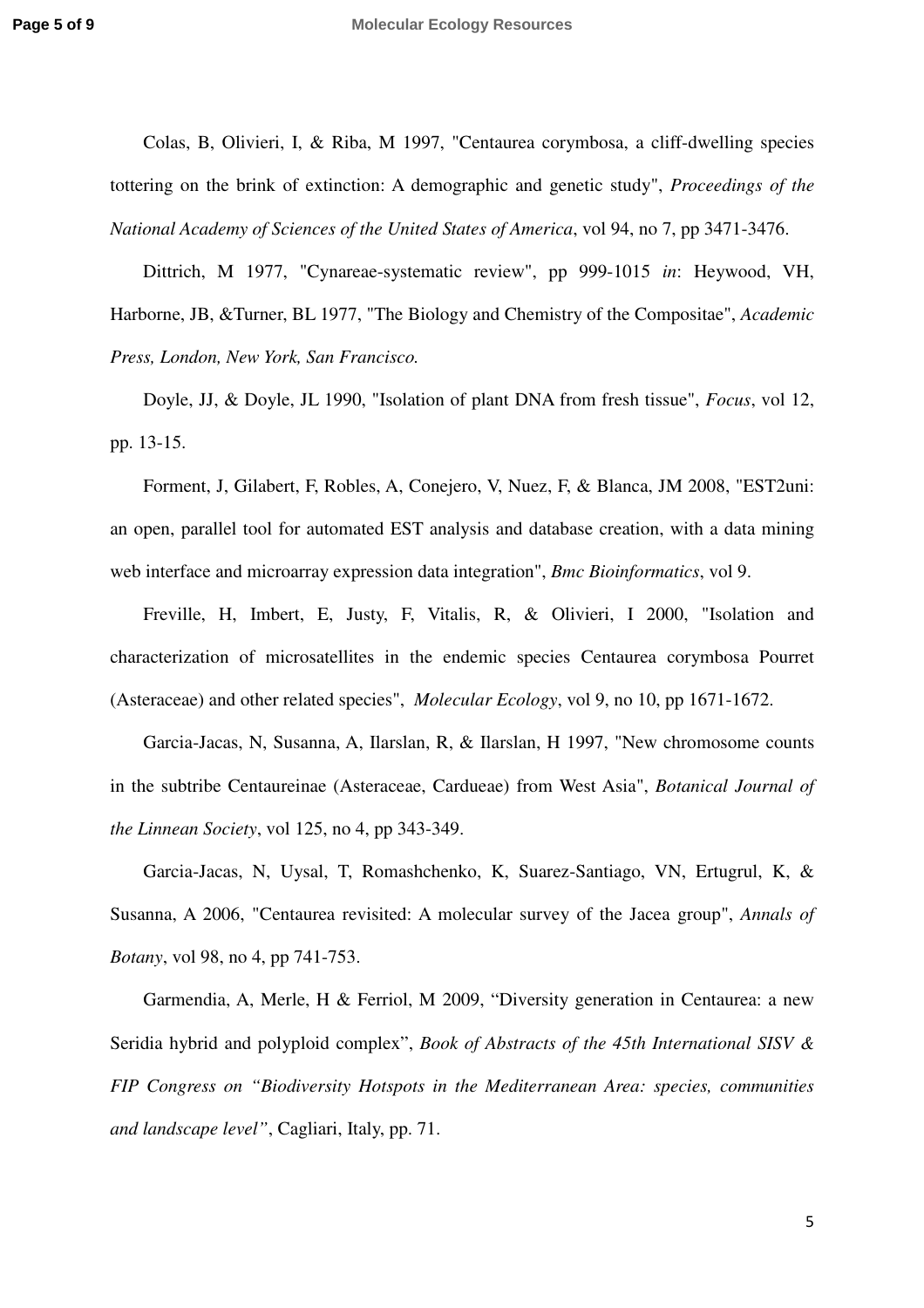Colas, B, Olivieri, I, & Riba, M 1997, "Centaurea corymbosa, a cliff-dwelling species tottering on the brink of extinction: A demographic and genetic study", *Proceedings of the National Academy of Sciences of the United States of America*, vol 94, no 7, pp 3471-3476.

Dittrich, M 1977, "Cynareae-systematic review", pp 999-1015 *in*: Heywood, VH, Harborne, JB, &Turner, BL 1977, "The Biology and Chemistry of the Compositae", *Academic Press, London, New York, San Francisco.*

Doyle, JJ, & Doyle, JL 1990, "Isolation of plant DNA from fresh tissue", *Focus*, vol 12, pp. 13-15.

Forment, J, Gilabert, F, Robles, A, Conejero, V, Nuez, F, & Blanca, JM 2008, "EST2uni: an open, parallel tool for automated EST analysis and database creation, with a data mining web interface and microarray expression data integration", *Bmc Bioinformatics*, vol 9.

Freville, H, Imbert, E, Justy, F, Vitalis, R, & Olivieri, I 2000, "Isolation and characterization of microsatellites in the endemic species Centaurea corymbosa Pourret (Asteraceae) and other related species", *Molecular Ecology*, vol 9, no 10, pp 1671-1672.

Garcia-Jacas, N, Susanna, A, Ilarslan, R, & Ilarslan, H 1997, "New chromosome counts in the subtribe Centaureinae (Asteraceae, Cardueae) from West Asia", *Botanical Journal of the Linnean Society*, vol 125, no 4, pp 343-349.

Garcia-Jacas, N, Uysal, T, Romashchenko, K, Suarez-Santiago, VN, Ertugrul, K, & Susanna, A 2006, "Centaurea revisited: A molecular survey of the Jacea group", *Annals of Botany*, vol 98, no 4, pp 741-753.

Garmendia, A, Merle, H & Ferriol, M 2009, "Diversity generation in Centaurea: a new Seridia hybrid and polyploid complex", *Book of Abstracts of the 45th International SISV & FIP Congress on "Biodiversity Hotspots in the Mediterranean Area: species, communities and landscape level"*, Cagliari, Italy, pp. 71.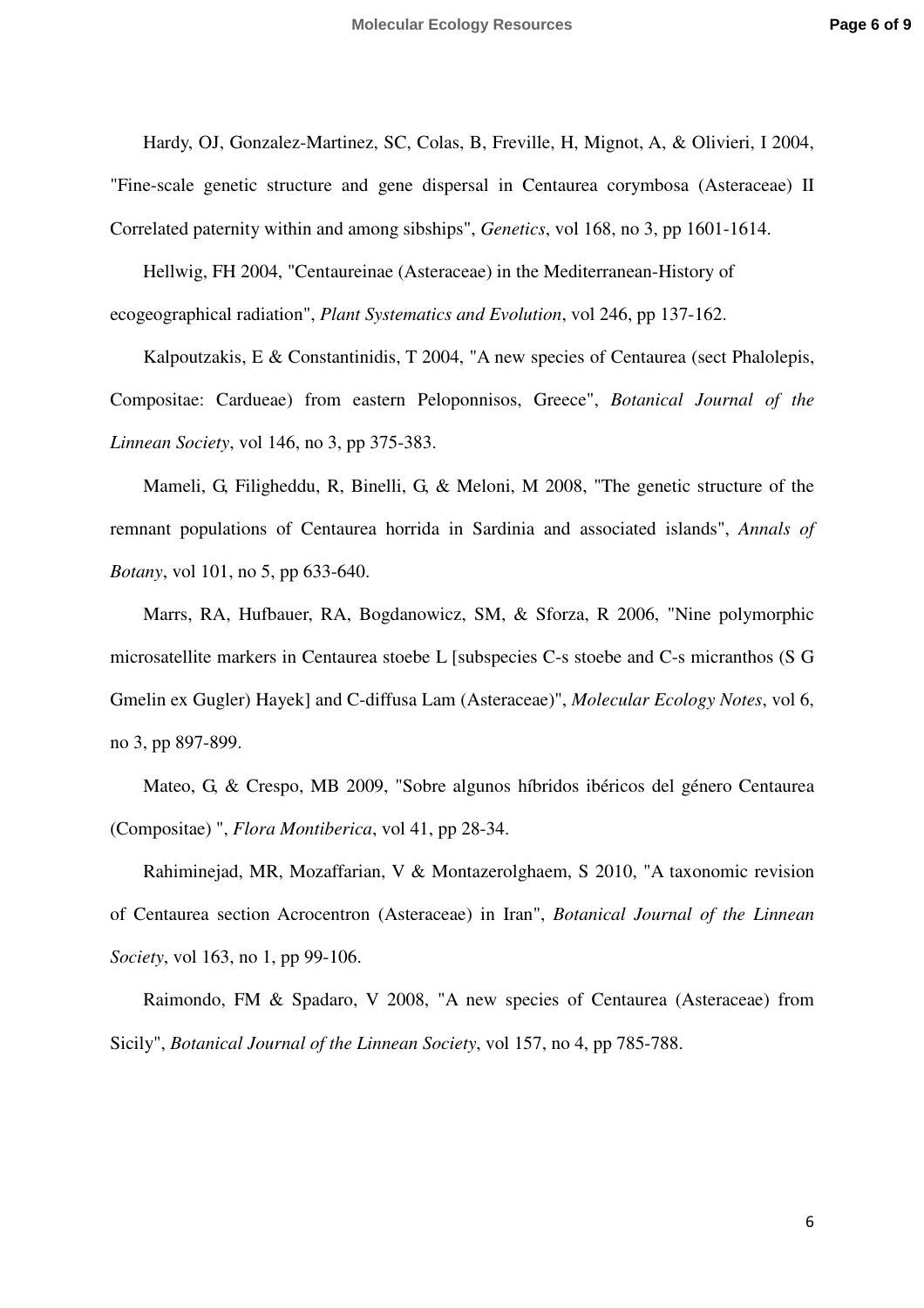Hardy, OJ, Gonzalez-Martinez, SC, Colas, B, Freville, H, Mignot, A, & Olivieri, I 2004, "Fine-scale genetic structure and gene dispersal in Centaurea corymbosa (Asteraceae) II Correlated paternity within and among sibships", *Genetics*, vol 168, no 3, pp 1601-1614.

Hellwig, FH 2004, "Centaureinae (Asteraceae) in the Mediterranean-History of ecogeographical radiation", *Plant Systematics and Evolution*, vol 246, pp 137-162.

Kalpoutzakis, E & Constantinidis, T 2004, "A new species of Centaurea (sect Phalolepis, Compositae: Cardueae) from eastern Peloponnisos, Greece", *Botanical Journal of the Linnean Society*, vol 146, no 3, pp 375-383.

Mameli, G, Filigheddu, R, Binelli, G, & Meloni, M 2008, "The genetic structure of the remnant populations of Centaurea horrida in Sardinia and associated islands", *Annals of Botany*, vol 101, no 5, pp 633-640.

Marrs, RA, Hufbauer, RA, Bogdanowicz, SM, & Sforza, R 2006, "Nine polymorphic microsatellite markers in Centaurea stoebe L [subspecies C-s stoebe and C-s micranthos (S G Gmelin ex Gugler) Hayek] and C-diffusa Lam (Asteraceae)", *Molecular Ecology Notes*, vol 6, no 3, pp 897-899.

Mateo, G, & Crespo, MB 2009, "Sobre algunos híbridos ibéricos del género Centaurea (Compositae) ", *Flora Montiberica*, vol 41, pp 28-34.

Rahiminejad, MR, Mozaffarian, V & Montazerolghaem, S 2010, "A taxonomic revision of Centaurea section Acrocentron (Asteraceae) in Iran", *Botanical Journal of the Linnean Society*, vol 163, no 1, pp 99-106.

Raimondo, FM & Spadaro, V 2008, "A new species of Centaurea (Asteraceae) from Sicily", *Botanical Journal of the Linnean Society*, vol 157, no 4, pp 785-788.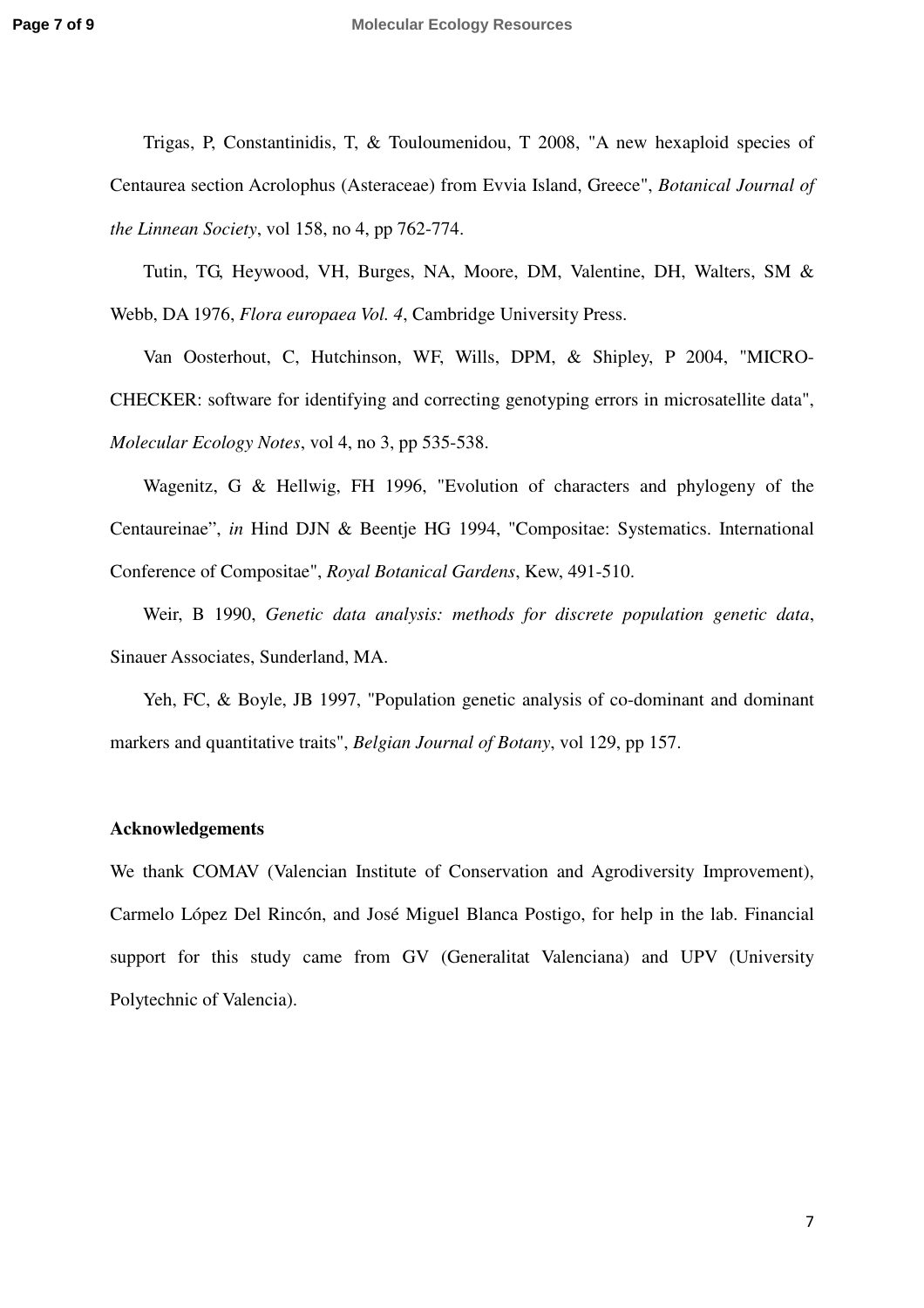Trigas, P, Constantinidis, T, & Touloumenidou, T 2008, "A new hexaploid species of Centaurea section Acrolophus (Asteraceae) from Evvia Island, Greece", *Botanical Journal of the Linnean Society*, vol 158, no 4, pp 762-774.

Tutin, TG, Heywood, VH, Burges, NA, Moore, DM, Valentine, DH, Walters, SM & Webb, DA 1976, *Flora europaea Vol. 4*, Cambridge University Press.

Van Oosterhout, C, Hutchinson, WF, Wills, DPM, & Shipley, P 2004, "MICRO-CHECKER: software for identifying and correcting genotyping errors in microsatellite data", *Molecular Ecology Notes*, vol 4, no 3, pp 535-538.

Wagenitz, G & Hellwig, FH 1996, "Evolution of characters and phylogeny of the Centaureinae", *in* Hind DJN & Beentje HG 1994, "Compositae: Systematics. International Conference of Compositae", *Royal Botanical Gardens*, Kew, 491-510.

Weir, B 1990, *Genetic data analysis: methods for discrete population genetic data*, Sinauer Associates, Sunderland, MA.

Yeh, FC, & Boyle, JB 1997, "Population genetic analysis of co-dominant and dominant markers and quantitative traits", *Belgian Journal of Botany*, vol 129, pp 157.

**Acknowledgements**

We thank COMAV (Valencian Institute of Conservation and Agrodiversity Improvement), Carmelo López Del Rincón, and José Miguel Blanca Postigo, for help in the lab. Financial support for this study came from GV (Generalitat Valenciana) and UPV (University Polytechnic of Valencia).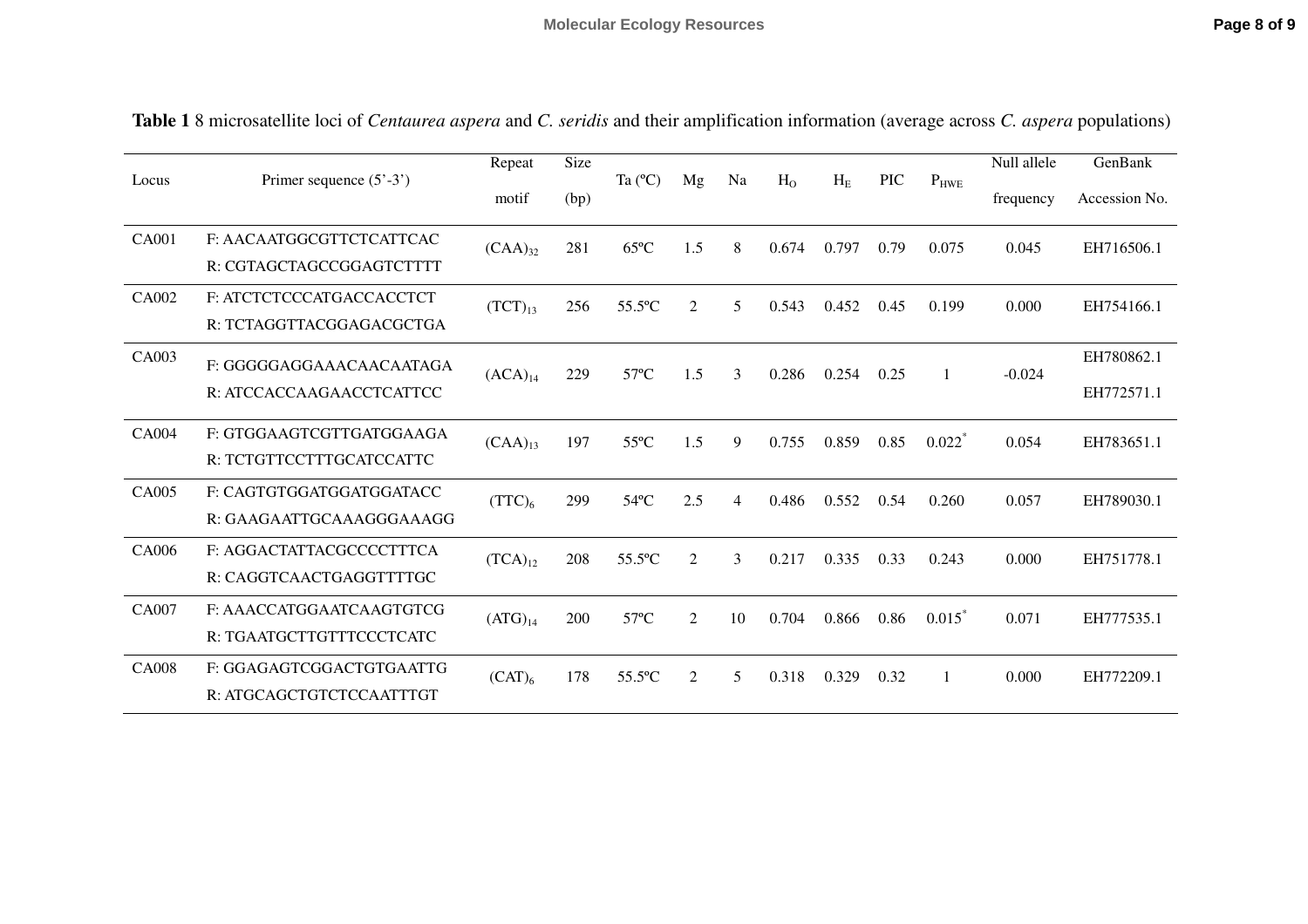**Table 1** 8 microsatellite loci of *Centaurea aspera* and *C. seridis* and their amplification information (average across *C. aspera* populations)

| Locus | Primer sequence (5'-3') | Repeat motif | Size (bp) | Ta (ºC) | Mg | Na | $H_O$ | $H_E$ | PIC | $P_{HWE}$ | Null allele frequency | GenBank Accession No. |
|---|---|---|---|---|---|---|---|---|---|---|---|---|
| CA001 | F: AACAATGGCGTTCTCATTCAC<br>R: CGTAGCTAGCCGGAGTCTTTT | $(CAA)_{32}$ | 281 | 65ºC | 1.5 | 8 | 0.674 | 0.797 | 0.79 | 0.075 | 0.045 | EH716506.1 |
| CA002 | F: ATCTCTCCCATGACCACCTCT<br>R: TCTAGGTTACGGAGACGCTGA | $(TCT)_{13}$ | 256 | 55.5ºC | 2 | 5 | 0.543 | 0.452 | 0.45 | 0.199 | 0.000 | EH754166.1 |
| CA003 | F: GGGGGAGGAAACAACAATAGA<br>R: ATCCACCAAGAACCTCATTCC | $(ACA)_{14}$ | 229 | 57ºC | 1.5 | 3 | 0.286 | 0.254 | 0.25 | 1 | -0.024 | EH780862.1<br>EH772571.1 |
| CA004 | F: GTGGAAGTCGTTGATGGAAGA<br>R: TCTGTTCCTTTGCATCCATTC | $(CAA)_{13}$ | 197 | 55ºC | 1.5 | 9 | 0.755 | 0.859 | 0.85 | $0.022^{*}$ | 0.054 | EH783651.1 |
| CA005 | F: CAGTGTGGATGGATGGATACC<br>R: GAAGAATTGCAAAGGGAAAGG | $(TTC)_6$ | 299 | 54ºC | 2.5 | 4 | 0.486 | 0.552 | 0.54 | 0.260 | 0.057 | EH789030.1 |
| CA006 | F: AGGACTATTACGCCCCTTTCA<br>R: CAGGTCAACTGAGGTTTTGC | $(TCA)_{12}$ | 208 | 55.5ºC | 2 | 3 | 0.217 | 0.335 | 0.33 | 0.243 | 0.000 | EH751778.1 |
| CA007 | F: AAACCATGGAATCAAGTGTCG<br>R: TGAATGCTTGTTTCCCTCATC | $(ATG)_{14}$ | 200 | 57ºC | 2 | 10 | 0.704 | 0.866 | 0.86 | $0.015^{*}$ | 0.071 | EH777535.1 |
| CA008 | F: GGAGAGTCGGACTGTGAATTG<br>R: ATGCAGCTGTCTCCAATTTGT | $(CAT)_6$ | 178 | 55.5ºC | 2 | 5 | 0.318 | 0.329 | 0.32 | 1 | 0.000 | EH772209.1 |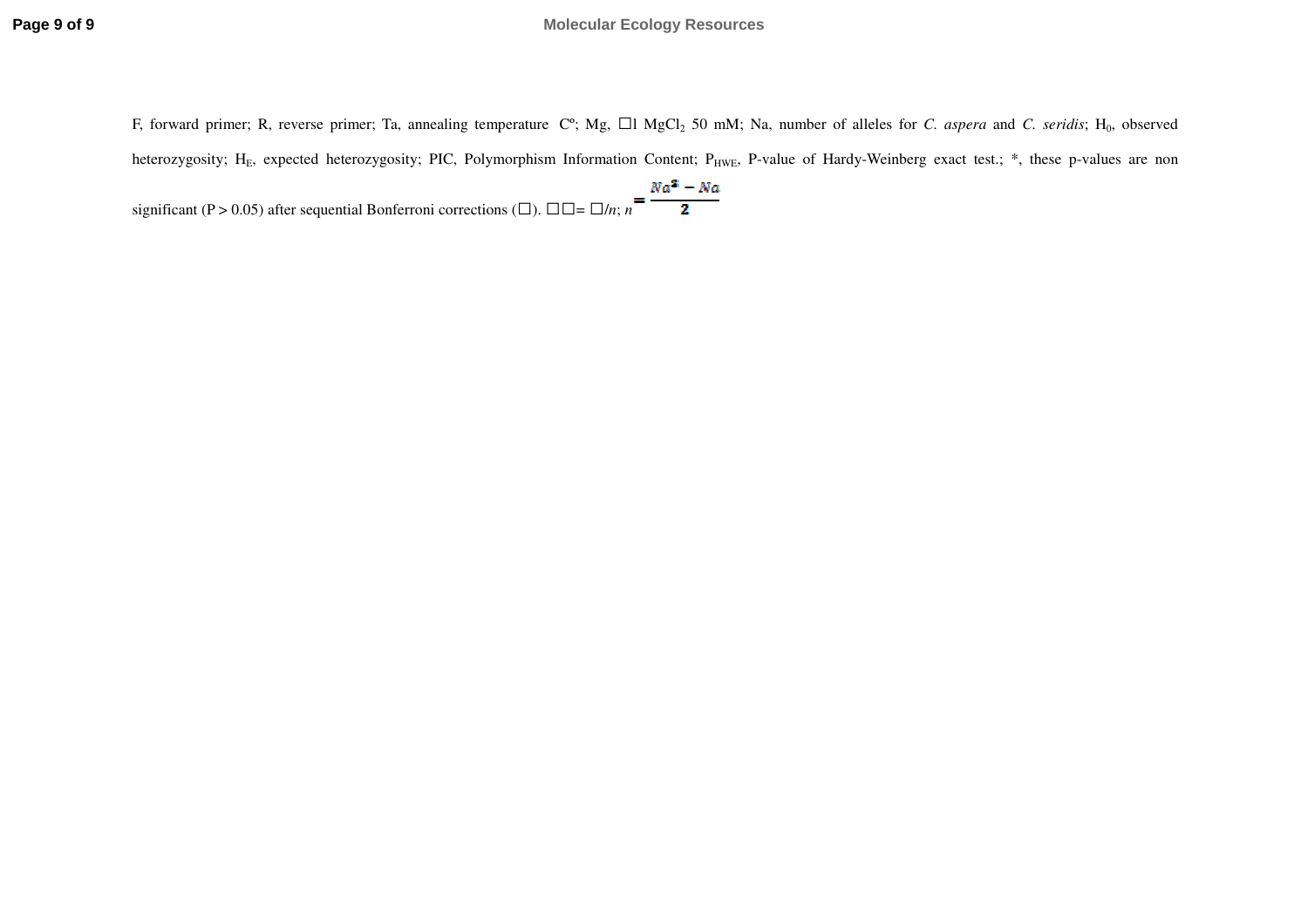F, forward primer; R, reverse primer; Ta, annealing temperature Cº; Mg, □l $MgCl_2$ 50 mM; Na, number of alleles for *C. aspera* and *C. seridis*; $H_0$, observed heterozygosity; $H_E$, expected heterozygosity; PIC, Polymorphism Information Content; $P_{HWE}$, P-value of Hardy-Weinberg exact test.; *, these p-values are non significant ($P > 0.05$) after sequential Bonferroni corrections (□). □□= □/*n*; $n = \frac{Na^2 - Na}{2}$